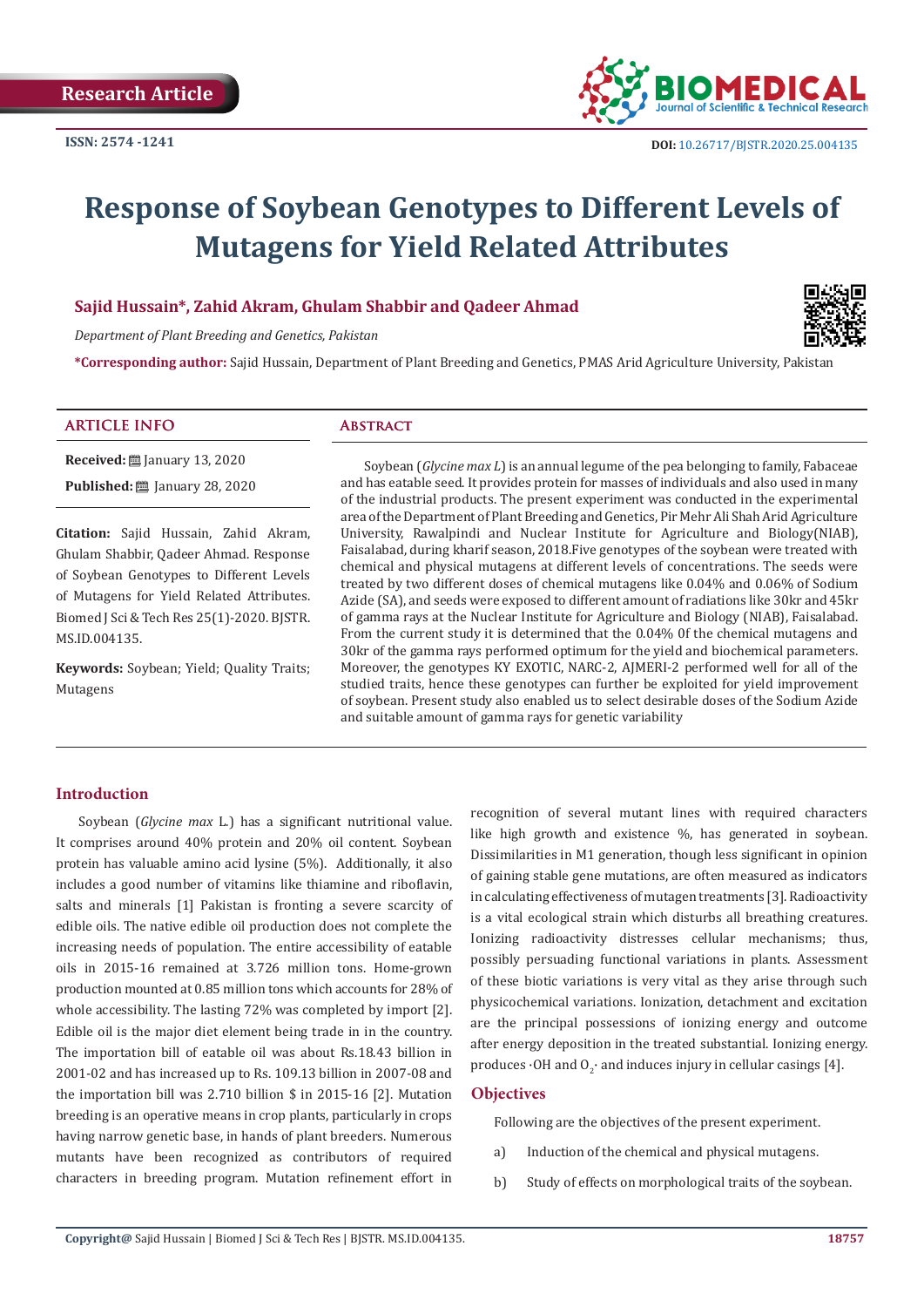Research Article

ISSN: 2574 -1241

DOI: 10.26717/BJSTR.2020.25.004135

# Response of Soybean Genotypes to Different Levels of Mutagens for Yield Related Attributes

**Sajid Hussain*, Zahid Akram, Ghulam Shabbir and Qadeer Ahmad**

*Department of Plant Breeding and Genetics, Pakistan*

***Corresponding author:** Sajid Hussain, Department of Plant Breeding and Genetics, PMAS Arid Agriculture University, Pakistan

## ARTICLE INFO

**Received:** January 13, 2020

**Published:** January 28, 2020

**Citation:** Sajid Hussain, Zahid Akram, Ghulam Shabbir, Qadeer Ahmad. Response of Soybean Genotypes to Different Levels of Mutagens for Yield Related Attributes. Biomed J Sci & Tech Res 25(1)-2020. BJSTR. MS.ID.004135.

**Keywords:** Soybean; Yield; Quality Traits; Mutagens

## Abstract

Soybean (*Glycine max L*) is an annual legume of the pea belonging to family, Fabaceae and has eatable seed. It provides protein for masses of individuals and also used in many of the industrial products. The present experiment was conducted in the experimental area of the Department of Plant Breeding and Genetics, Pir Mehr Ali Shah Arid Agriculture University, Rawalpindi and Nuclear Institute for Agriculture and Biology(NIAB), Faisalabad, during kharif season, 2018.Five genotypes of the soybean were treated with chemical and physical mutagens at different levels of concentrations. The seeds were treated by two different doses of chemical mutagens like 0.04% and 0.06% of Sodium Azide (SA), and seeds were exposed to different amount of radiations like 30kr and 45kr of gamma rays at the Nuclear Institute for Agriculture and Biology (NIAB), Faisalabad. From the current study it is determined that the 0.04% 0f the chemical mutagens and 30kr of the gamma rays performed optimum for the yield and biochemical parameters. Moreover, the genotypes KY EXOTIC, NARC-2, AJMERI-2 performed well for all of the studied traits, hence these genotypes can further be exploited for yield improvement of soybean. Present study also enabled us to select desirable doses of the Sodium Azide and suitable amount of gamma rays for genetic variability

## Introduction

Soybean (*Glycine max* L.) has a significant nutritional value. It comprises around 40% protein and 20% oil content. Soybean protein has valuable amino acid lysine (5%). Additionally, it also includes a good number of vitamins like thiamine and riboflavin, salts and minerals [1] Pakistan is fronting a severe scarcity of edible oils. The native edible oil production does not complete the increasing needs of population. The entire accessibility of eatable oils in 2015-16 remained at 3.726 million tons. Home-grown production mounted at 0.85 million tons which accounts for 28% of whole accessibility. The lasting 72% was completed by import [2]. Edible oil is the major diet element being trade in in the country. The importation bill of eatable oil was about Rs.18.43 billion in 2001-02 and has increased up to Rs. 109.13 billion in 2007-08 and the importation bill was 2.710 billion $ in 2015-16 [2]. Mutation breeding is an operative means in crop plants, particularly in crops having narrow genetic base, in hands of plant breeders. Numerous mutants have been recognized as contributors of required characters in breeding program. Mutation refinement effort in recognition of several mutant lines with required characters like high growth and existence %, has generated in soybean. Dissimilarities in M1 generation, though less significant in opinion of gaining stable gene mutations, are often measured as indicators in calculating effectiveness of mutagen treatments [3]. Radioactivity is a vital ecological strain which disturbs all breathing creatures. Ionizing radioactivity distresses cellular mechanisms; thus, possibly persuading functional variations in plants. Assessment of these biotic variations is very vital as they arise through such physicochemical variations. Ionization, detachment and excitation are the principal possessions of ionizing energy and outcome after energy deposition in the treated substantial. Ionizing energy. produces ·OH and $O_2$· and induces injury in cellular casings [4].

## Objectives

Following are the objectives of the present experiment.

a) Induction of the chemical and physical mutagens.

b) Study of effects on morphological traits of the soybean.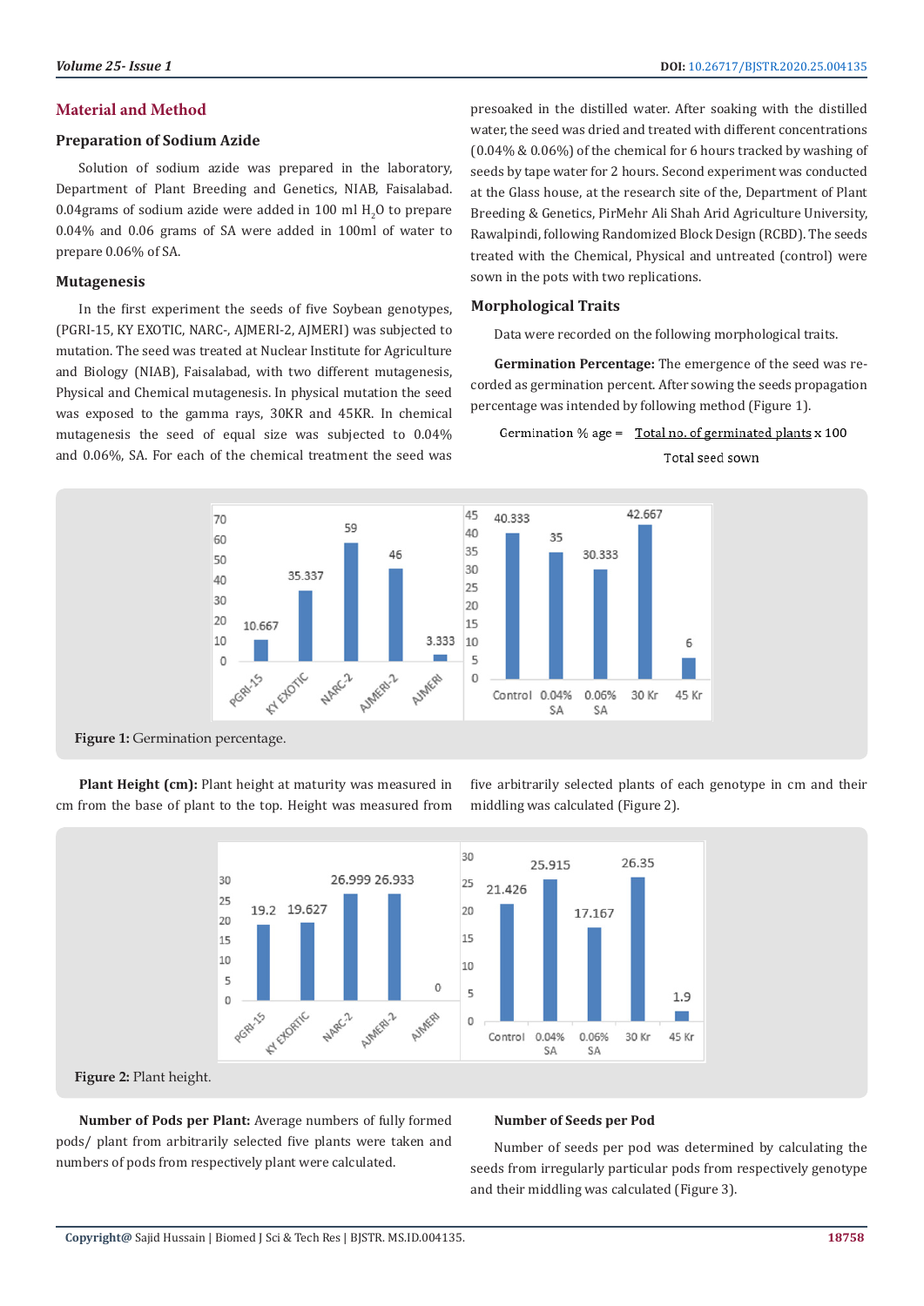## Material and Method

### Preparation of Sodium Azide

Solution of sodium azide was prepared in the laboratory, Department of Plant Breeding and Genetics, NIAB, Faisalabad. 0.04grams of sodium azide were added in 100 ml $H_2O$ to prepare 0.04% and 0.06 grams of SA were added in 100ml of water to prepare 0.06% of SA.

### Mutagenesis

In the first experiment the seeds of five Soybean genotypes, (PGRI-15, KY EXOTIC, NARC-, AJMERI-2, AJMERI) was subjected to mutation. The seed was treated at Nuclear Institute for Agriculture and Biology (NIAB), Faisalabad, with two different mutagenesis, Physical and Chemical mutagenesis. In physical mutation the seed was exposed to the gamma rays, 30KR and 45KR. In chemical mutagenesis the seed of equal size was subjected to 0.04% and 0.06%, SA. For each of the chemical treatment the seed was presoaked in the distilled water. After soaking with the distilled water, the seed was dried and treated with different concentrations (0.04% & 0.06%) of the chemical for 6 hours tracked by washing of seeds by tape water for 2 hours. Second experiment was conducted at the Glass house, at the research site of the, Department of Plant Breeding & Genetics, PirMehr Ali Shah Arid Agriculture University, Rawalpindi, following Randomized Block Design (RCBD). The seeds treated with the Chemical, Physical and untreated (control) were sown in the pots with two replications.

### Morphological Traits

Data were recorded on the following morphological traits.

**Germination Percentage:** The emergence of the seed was recorded as germination percent. After sowing the seeds propagation percentage was intended by following method (Figure 1).

$$\text{Germination \% age} = \frac{\text{Total no. of germinated plants}}{\text{Total seed sown}} \times 100$$

**Figure 1:** Germination percentage.

**Plant Height (cm):** Plant height at maturity was measured in cm from the base of plant to the top. Height was measured from five arbitrarily selected plants of each genotype in cm and their middling was calculated (Figure 2).

**Figure 2:** Plant height.

**Number of Pods per Plant:** Average numbers of fully formed pods/ plant from arbitrarily selected five plants were taken and numbers of pods from respectively plant were calculated.

**Number of Seeds per Pod**

Number of seeds per pod was determined by calculating the seeds from irregularly particular pods from respectively genotype and their middling was calculated (Figure 3).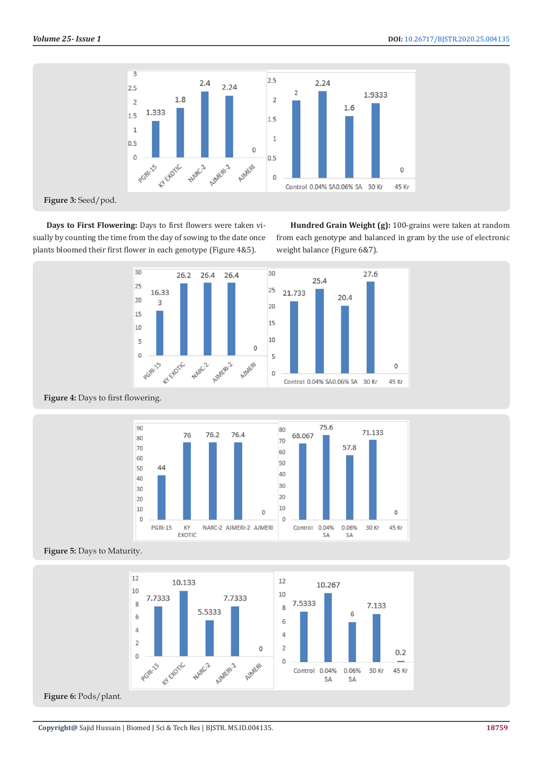Figure 3: Seed/pod.

**Days to First Flowering:** Days to first flowers were taken visually by counting the time from the day of sowing to the date once plants bloomed their first flower in each genotype (Figure 4&5).

**Hundred Grain Weight (g):** 100-grains were taken at random from each genotype and balanced in gram by the use of electronic weight balance (Figure 6&7).

Figure 4: Days to first flowering.

Figure 5: Days to Maturity.

Figure 6: Pods/plant.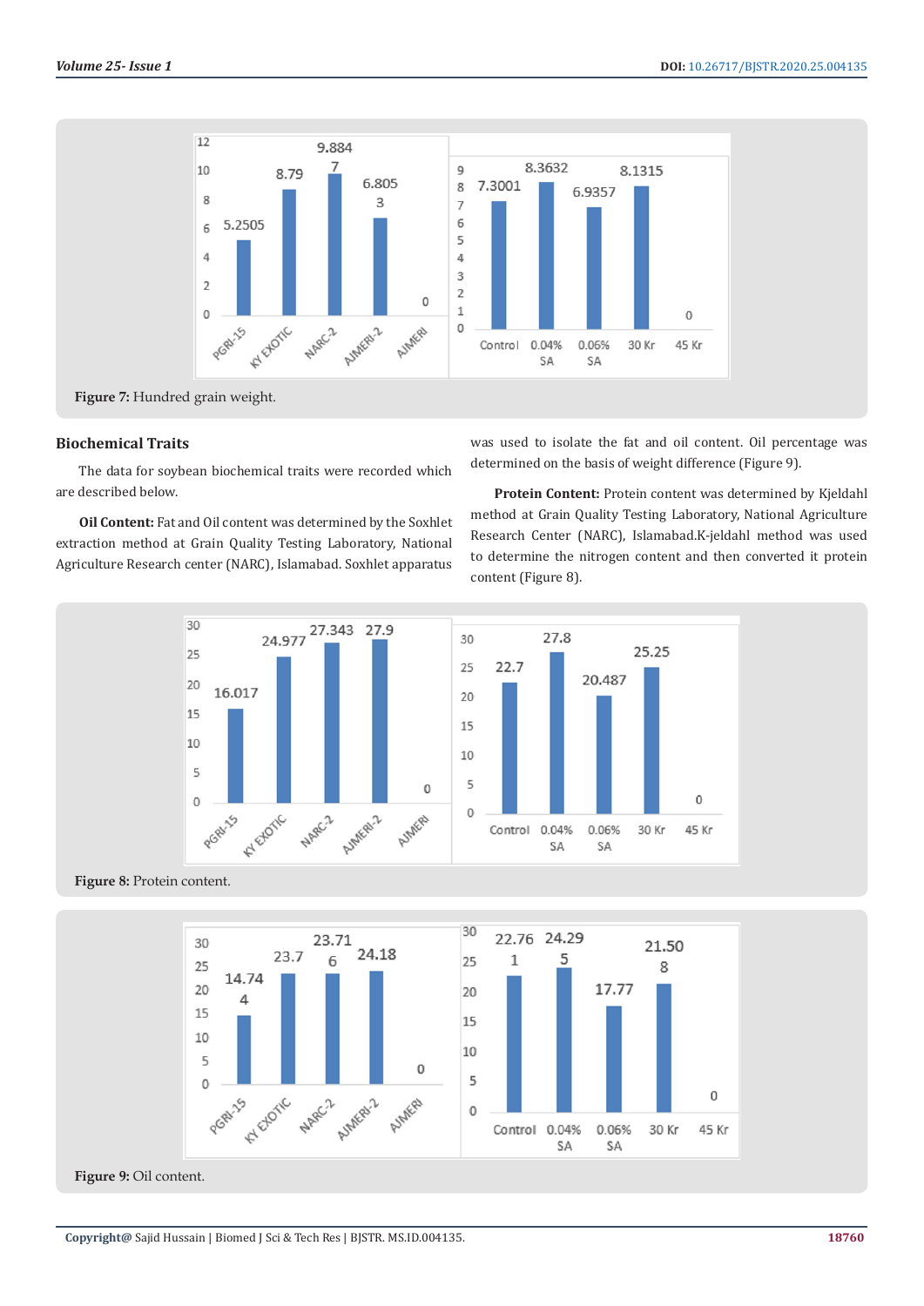Figure 7: Hundred grain weight.

### Biochemical Traits

The data for soybean biochemical traits were recorded which are described below.

**Oil Content:** Fat and Oil content was determined by the Soxhlet extraction method at Grain Quality Testing Laboratory, National Agriculture Research center (NARC), Islamabad. Soxhlet apparatus was used to isolate the fat and oil content. Oil percentage was determined on the basis of weight difference (Figure 9).

**Protein Content:** Protein content was determined by Kjeldahl method at Grain Quality Testing Laboratory, National Agriculture Research Center (NARC), Islamabad.K-jeldahl method was used to determine the nitrogen content and then converted it protein content (Figure 8).

Figure 8: Protein content.

Figure 9: Oil content.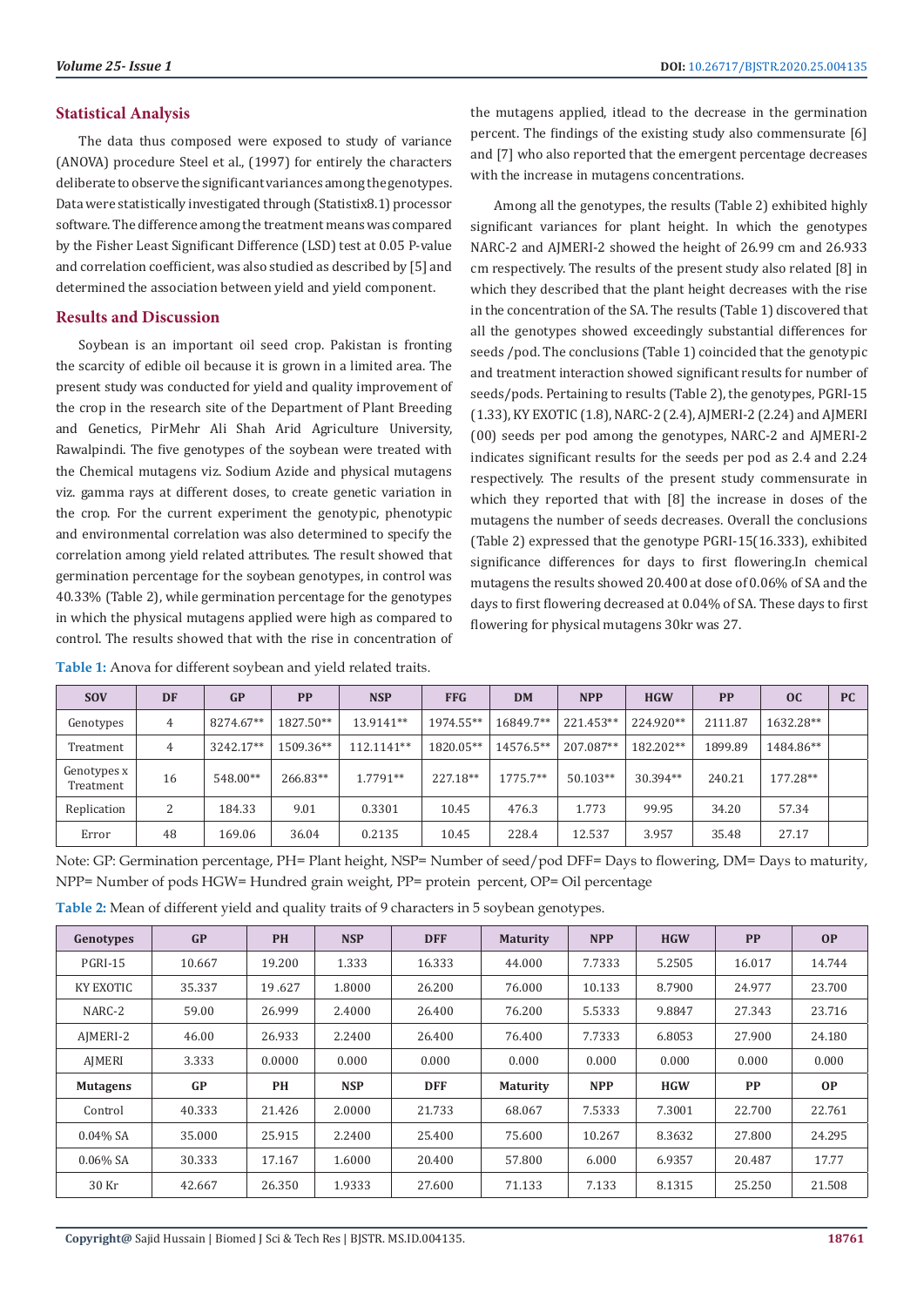## Statistical Analysis

The data thus composed were exposed to study of variance (ANOVA) procedure Steel et al., (1997) for entirely the characters deliberate to observe the significant variances among the genotypes. Data were statistically investigated through (Statistix8.1) processor software. The difference among the treatment means was compared by the Fisher Least Significant Difference (LSD) test at 0.05 P-value and correlation coefficient, was also studied as described by [5] and determined the association between yield and yield component.

## Results and Discussion

Soybean is an important oil seed crop. Pakistan is fronting the scarcity of edible oil because it is grown in a limited area. The present study was conducted for yield and quality improvement of the crop in the research site of the Department of Plant Breeding and Genetics, PirMehr Ali Shah Arid Agriculture University, Rawalpindi. The five genotypes of the soybean were treated with the Chemical mutagens viz. Sodium Azide and physical mutagens viz. gamma rays at different doses, to create genetic variation in the crop. For the current experiment the genotypic, phenotypic and environmental correlation was also determined to specify the correlation among yield related attributes. The result showed that germination percentage for the soybean genotypes, in control was 40.33% (Table 2), while germination percentage for the genotypes in which the physical mutagens applied were high as compared to control. The results showed that with the rise in concentration of the mutagens applied, itlead to the decrease in the germination percent. The findings of the existing study also commensurate [6] and [7] who also reported that the emergent percentage decreases with the increase in mutagens concentrations.

Among all the genotypes, the results (Table 2) exhibited highly significant variances for plant height. In which the genotypes NARC-2 and AJMERI-2 showed the height of 26.99 cm and 26.933 cm respectively. The results of the present study also related [8] in which they described that the plant height decreases with the rise in the concentration of the SA. The results (Table 1) discovered that all the genotypes showed exceedingly substantial differences for seeds /pod. The conclusions (Table 1) coincided that the genotypic and treatment interaction showed significant results for number of seeds/pods. Pertaining to results (Table 2), the genotypes, PGRI-15 (1.33), KY EXOTIC (1.8), NARC-2 (2.4), AJMERI-2 (2.24) and AJMERI (00) seeds per pod among the genotypes, NARC-2 and AJMERI-2 indicates significant results for the seeds per pod as 2.4 and 2.24 respectively. The results of the present study commensurate in which they reported that with [8] the increase in doses of the mutagens the number of seeds decreases. Overall the conclusions (Table 2) expressed that the genotype PGRI-15(16.333), exhibited significance differences for days to first flowering.In chemical mutagens the results showed 20.400 at dose of 0.06% of SA and the days to first flowering decreased at 0.04% of SA. These days to first flowering for physical mutagens 30kr was 27.

**Table 1:** Anova for different soybean and yield related traits.

| SOV | DF | GP | PP | NSP | FFG | DM | NPP | HGW | PP | OC | PC |
|---|---|---|---|---|---|---|---|---|---|---|---|
| Genotypes | 4 | 8274.67** | 1827.50** | 13.9141** | 1974.55** | 16849.7** | 221.453** | 224.920** | 2111.87 | 1632.28** | |
| Treatment | 4 | 3242.17** | 1509.36** | 112.1141** | 1820.05** | 14576.5** | 207.087** | 182.202** | 1899.89 | 1484.86** | |
| Genotypes x Treatment | 16 | 548.00** | 266.83** | 1.7791** | 227.18** | 1775.7** | 50.103** | 30.394** | 240.21 | 177.28** | |
| Replication | 2 | 184.33 | 9.01 | 0.3301 | 10.45 | 476.3 | 1.773 | 99.95 | 34.20 | 57.34 | |
| Error | 48 | 169.06 | 36.04 | 0.2135 | 10.45 | 228.4 | 12.537 | 3.957 | 35.48 | 27.17 | |

Note: GP: Germination percentage, PH= Plant height, NSP= Number of seed/pod DFF= Days to flowering, DM= Days to maturity, NPP= Number of pods HGW= Hundred grain weight, PP= protein percent, OP= Oil percentage

**Table 2:** Mean of different yield and quality traits of 9 characters in 5 soybean genotypes.

| Genotypes | GP | PH | NSP | DFF | Maturity | NPP | HGW | PP | OP |
|---|---|---|---|---|---|---|---|---|---|
| PGRI-15 | 10.667 | 19.200 | 1.333 | 16.333 | 44.000 | 7.7333 | 5.2505 | 16.017 | 14.744 |
| KY EXOTIC | 35.337 | 19 .627 | 1.8000 | 26.200 | 76.000 | 10.133 | 8.7900 | 24.977 | 23.700 |
| NARC-2 | 59.00 | 26.999 | 2.4000 | 26.400 | 76.200 | 5.5333 | 9.8847 | 27.343 | 23.716 |
| AJMERI-2 | 46.00 | 26.933 | 2.2400 | 26.400 | 76.400 | 7.7333 | 6.8053 | 27.900 | 24.180 |
| AJMERI | 3.333 | 0.0000 | 0.000 | 0.000 | 0.000 | 0.000 | 0.000 | 0.000 | 0.000 |
| **Mutagens** | **GP** | **PH** | **NSP** | **DFF** | **Maturity** | **NPP** | **HGW** | **PP** | **OP** |
| Control | 40.333 | 21.426 | 2.0000 | 21.733 | 68.067 | 7.5333 | 7.3001 | 22.700 | 22.761 |
| 0.04% SA | 35.000 | 25.915 | 2.2400 | 25.400 | 75.600 | 10.267 | 8.3632 | 27.800 | 24.295 |
| 0.06% SA | 30.333 | 17.167 | 1.6000 | 20.400 | 57.800 | 6.000 | 6.9357 | 20.487 | 17.77 |
| 30 Kr | 42.667 | 26.350 | 1.9333 | 27.600 | 71.133 | 7.133 | 8.1315 | 25.250 | 21.508 |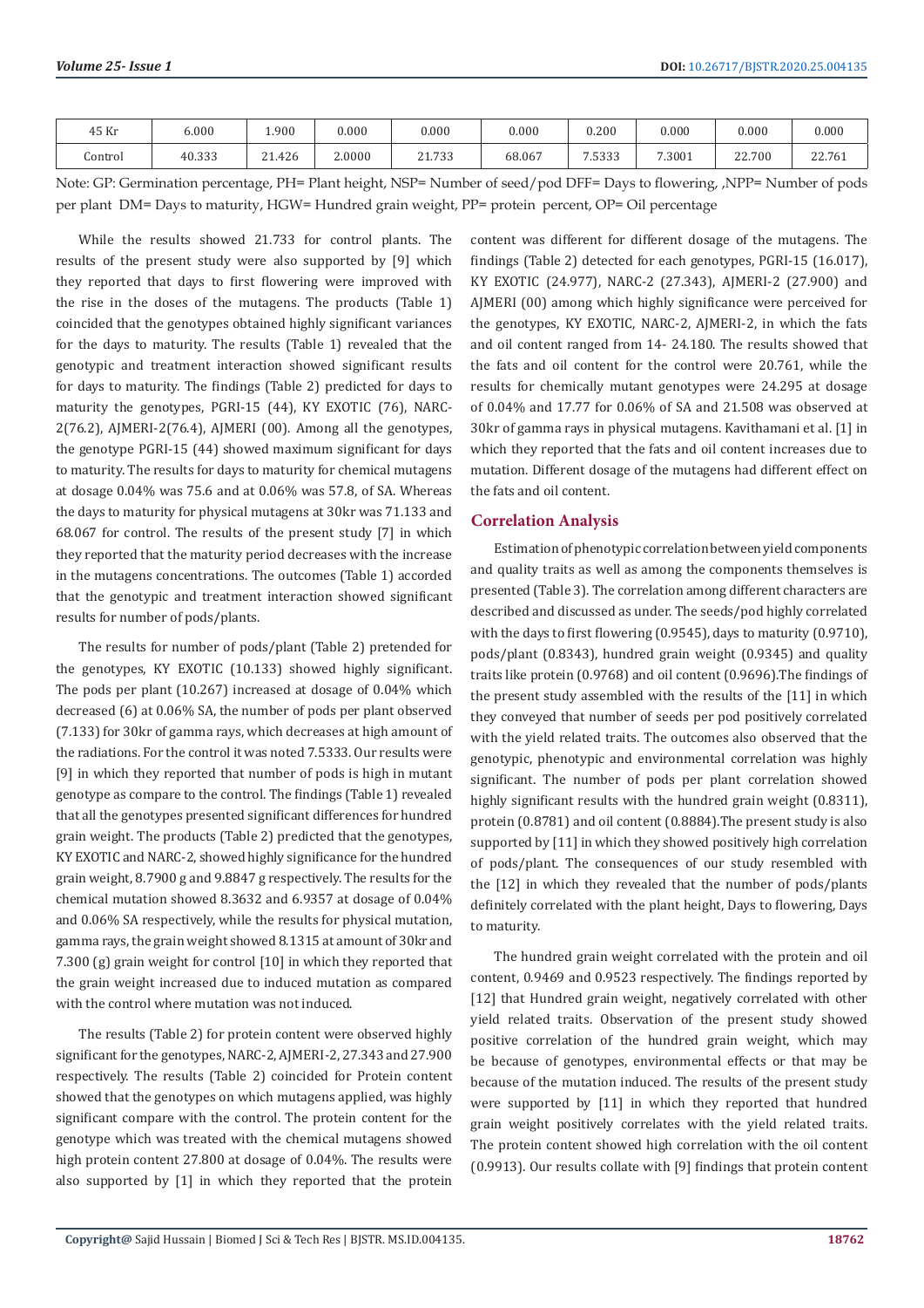| 45 Kr | 6.000 | 1.900 | 0.000 | 0.000 | 0.000 | 0.200 | 0.000 | 0.000 | 0.000 |
|---|---|---|---|---|---|---|---|---|---|
| Control | 40.333 | 21.426 | 2.0000 | 21.733 | 68.067 | 7.5333 | 7.3001 | 22.700 | 22.761 |

Note: GP: Germination percentage, PH= Plant height, NSP= Number of seed/pod DFF= Days to flowering, ,NPP= Number of pods per plant DM= Days to maturity, HGW= Hundred grain weight, PP= protein percent, OP= Oil percentage

While the results showed 21.733 for control plants. The results of the present study were also supported by [9] which they reported that days to first flowering were improved with the rise in the doses of the mutagens. The products (Table 1) coincided that the genotypes obtained highly significant variances for the days to maturity. The results (Table 1) revealed that the genotypic and treatment interaction showed significant results for days to maturity. The findings (Table 2) predicted for days to maturity the genotypes, PGRI-15 (44), KY EXOTIC (76), NARC-2(76.2), AJMERI-2(76.4), AJMERI (00). Among all the genotypes, the genotype PGRI-15 (44) showed maximum significant for days to maturity. The results for days to maturity for chemical mutagens at dosage 0.04% was 75.6 and at 0.06% was 57.8, of SA. Whereas the days to maturity for physical mutagens at 30kr was 71.133 and 68.067 for control. The results of the present study [7] in which they reported that the maturity period decreases with the increase in the mutagens concentrations. The outcomes (Table 1) accorded that the genotypic and treatment interaction showed significant results for number of pods/plants.

The results for number of pods/plant (Table 2) pretended for the genotypes, KY EXOTIC (10.133) showed highly significant. The pods per plant (10.267) increased at dosage of 0.04% which decreased (6) at 0.06% SA, the number of pods per plant observed (7.133) for 30kr of gamma rays, which decreases at high amount of the radiations. For the control it was noted 7.5333. Our results were [9] in which they reported that number of pods is high in mutant genotype as compare to the control. The findings (Table 1) revealed that all the genotypes presented significant differences for hundred grain weight. The products (Table 2) predicted that the genotypes, KY EXOTIC and NARC-2, showed highly significance for the hundred grain weight, 8.7900 g and 9.8847 g respectively. The results for the chemical mutation showed 8.3632 and 6.9357 at dosage of 0.04% and 0.06% SA respectively, while the results for physical mutation, gamma rays, the grain weight showed 8.1315 at amount of 30kr and 7.300 (g) grain weight for control [10] in which they reported that the grain weight increased due to induced mutation as compared with the control where mutation was not induced.

The results (Table 2) for protein content were observed highly significant for the genotypes, NARC-2, AJMERI-2, 27.343 and 27.900 respectively. The results (Table 2) coincided for Protein content showed that the genotypes on which mutagens applied, was highly significant compare with the control. The protein content for the genotype which was treated with the chemical mutagens showed high protein content 27.800 at dosage of 0.04%. The results were also supported by [1] in which they reported that the protein content was different for different dosage of the mutagens. The findings (Table 2) detected for each genotypes, PGRI-15 (16.017), KY EXOTIC (24.977), NARC-2 (27.343), AJMERI-2 (27.900) and AJMERI (00) among which highly significance were perceived for the genotypes, KY EXOTIC, NARC-2, AJMERI-2, in which the fats and oil content ranged from 14- 24.180. The results showed that the fats and oil content for the control were 20.761, while the results for chemically mutant genotypes were 24.295 at dosage of 0.04% and 17.77 for 0.06% of SA and 21.508 was observed at 30kr of gamma rays in physical mutagens. Kavithamani et al. [1] in which they reported that the fats and oil content increases due to mutation. Different dosage of the mutagens had different effect on the fats and oil content.

## Correlation Analysis

Estimation of phenotypic correlation between yield components and quality traits as well as among the components themselves is presented (Table 3). The correlation among different characters are described and discussed as under. The seeds/pod highly correlated with the days to first flowering (0.9545), days to maturity (0.9710), pods/plant (0.8343), hundred grain weight (0.9345) and quality traits like protein (0.9768) and oil content (0.9696).The findings of the present study assembled with the results of the [11] in which they conveyed that number of seeds per pod positively correlated with the yield related traits. The outcomes also observed that the genotypic, phenotypic and environmental correlation was highly significant. The number of pods per plant correlation showed highly significant results with the hundred grain weight (0.8311), protein (0.8781) and oil content (0.8884).The present study is also supported by [11] in which they showed positively high correlation of pods/plant. The consequences of our study resembled with the [12] in which they revealed that the number of pods/plants definitely correlated with the plant height, Days to flowering, Days to maturity.

The hundred grain weight correlated with the protein and oil content, 0.9469 and 0.9523 respectively. The findings reported by [12] that Hundred grain weight, negatively correlated with other yield related traits. Observation of the present study showed positive correlation of the hundred grain weight, which may be because of genotypes, environmental effects or that may be because of the mutation induced. The results of the present study were supported by [11] in which they reported that hundred grain weight positively correlates with the yield related traits. The protein content showed high correlation with the oil content (0.9913). Our results collate with [9] findings that protein content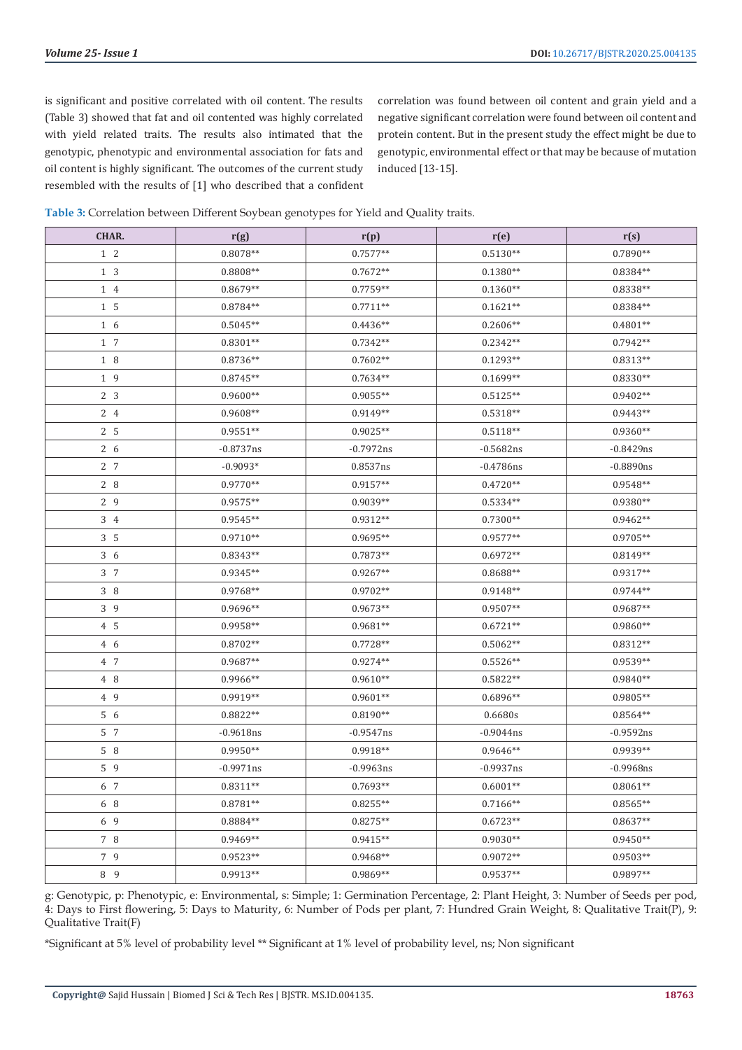is significant and positive correlated with oil content. The results (Table 3) showed that fat and oil contented was highly correlated with yield related traits. The results also intimated that the genotypic, phenotypic and environmental association for fats and oil content is highly significant. The outcomes of the current study resembled with the results of [1] who described that a confident correlation was found between oil content and grain yield and a negative significant correlation were found between oil content and protein content. But in the present study the effect might be due to genotypic, environmental effect or that may be because of mutation induced [13-15].

**Table 3:** Correlation between Different Soybean genotypes for Yield and Quality traits.

| CHAR. | r(g) | r(p) | r(e) | r(s) |
|---|---|---|---|---|
| 1 2 | 0.8078** | 0.7577** | 0.5130** | 0.7890** |
| 1 3 | 0.8808** | 0.7672** | 0.1380** | 0.8384** |
| 1 4 | 0.8679** | 0.7759** | 0.1360** | 0.8338** |
| 1 5 | 0.8784** | 0.7711** | 0.1621** | 0.8384** |
| 1 6 | 0.5045** | 0.4436** | 0.2606** | 0.4801** |
| 1 7 | 0.8301** | 0.7342** | 0.2342** | 0.7942** |
| 1 8 | 0.8736** | 0.7602** | 0.1293** | 0.8313** |
| 1 9 | 0.8745** | 0.7634** | 0.1699** | 0.8330** |
| 2 3 | 0.9600** | 0.9055** | 0.5125** | 0.9402** |
| 2 4 | 0.9608** | 0.9149** | 0.5318** | 0.9443** |
| 2 5 | 0.9551** | 0.9025** | 0.5118** | 0.9360** |
| 2 6 | -0.8737ns | -0.7972ns | -0.5682ns | -0.8429ns |
| 2 7 | -0.9093* | 0.8537ns | -0.4786ns | -0.8890ns |
| 2 8 | 0.9770** | 0.9157** | 0.4720** | 0.9548** |
| 2 9 | 0.9575** | 0.9039** | 0.5334** | 0.9380** |
| 3 4 | 0.9545** | 0.9312** | 0.7300** | 0.9462** |
| 3 5 | 0.9710** | 0.9695** | 0.9577** | 0.9705** |
| 3 6 | 0.8343** | 0.7873** | 0.6972** | 0.8149** |
| 3 7 | 0.9345** | 0.9267** | 0.8688** | 0.9317** |
| 3 8 | 0.9768** | 0.9702** | 0.9148** | 0.9744** |
| 3 9 | 0.9696** | 0.9673** | 0.9507** | 0.9687** |
| 4 5 | 0.9958** | 0.9681** | 0.6721** | 0.9860** |
| 4 6 | 0.8702** | 0.7728** | 0.5062** | 0.8312** |
| 4 7 | 0.9687** | 0.9274** | 0.5526** | 0.9539** |
| 4 8 | 0.9966** | 0.9610** | 0.5822** | 0.9840** |
| 4 9 | 0.9919** | 0.9601** | 0.6896** | 0.9805** |
| 5 6 | 0.8822** | 0.8190** | 0.6680s | 0.8564** |
| 5 7 | -0.9618ns | -0.9547ns | -0.9044ns | -0.9592ns |
| 5 8 | 0.9950** | 0.9918** | 0.9646** | 0.9939** |
| 5 9 | -0.9971ns | -0.9963ns | -0.9937ns | -0.9968ns |
| 6 7 | 0.8311** | 0.7693** | 0.6001** | 0.8061** |
| 6 8 | 0.8781** | 0.8255** | 0.7166** | 0.8565** |
| 6 9 | 0.8884** | 0.8275** | 0.6723** | 0.8637** |
| 7 8 | 0.9469** | 0.9415** | 0.9030** | 0.9450** |
| 7 9 | 0.9523** | 0.9468** | 0.9072** | 0.9503** |
| 8 9 | 0.9913** | 0.9869** | 0.9537** | 0.9897** |

g: Genotypic, p: Phenotypic, e: Environmental, s: Simple; 1: Germination Percentage, 2: Plant Height, 3: Number of Seeds per pod, 4: Days to First flowering, 5: Days to Maturity, 6: Number of Pods per plant, 7: Hundred Grain Weight, 8: Qualitative Trait(P), 9: Qualitative Trait(F)

*Significant at 5% level of probability level ** Significant at 1% level of probability level, ns; Non significant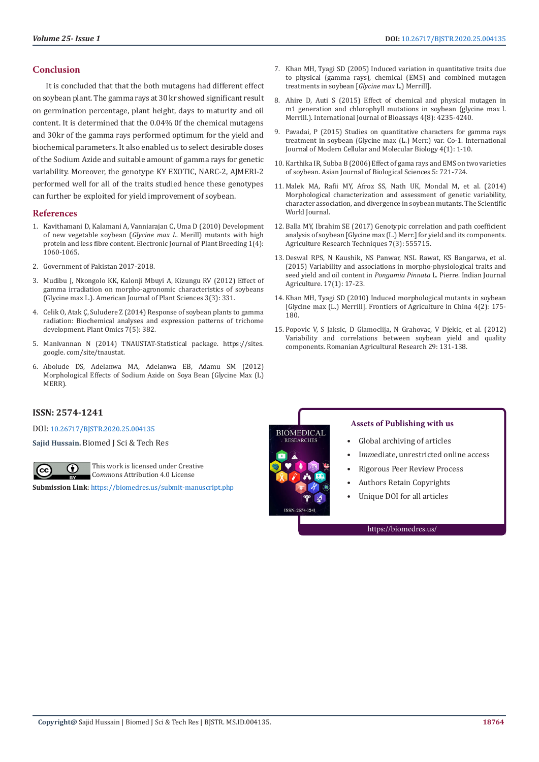## Conclusion

It is concluded that that the both mutagens had different effect on soybean plant. The gamma rays at 30 kr showed significant result on germination percentage, plant height, days to maturity and oil content. It is determined that the 0.04% 0f the chemical mutagens and 30kr of the gamma rays performed optimum for the yield and biochemical parameters. It also enabled us to select desirable doses of the Sodium Azide and suitable amount of gamma rays for genetic variability. Moreover, the genotype KY EXOTIC, NARC-2, AJMERI-2 performed well for all of the traits studied hence these genotypes can further be exploited for yield improvement of soybean.

## References

1. Kavithamani D, Kalamani A, Vanniarajan C, Uma D (2010) Development of new vegetable soybean (*Glycine max L.* Merill) mutants with high protein and less fibre content. Electronic Journal of Plant Breeding 1(4): 1060-1065.
2. Government of Pakistan 2017-2018.
3. Mudibu J, Nkongolo KK, Kalonji Mbuyi A, Kizungu RV (2012) Effect of gamma irradiation on morpho-agronomic characteristics of soybeans (Glycine max L.). American Journal of Plant Sciences 3(3): 331.
4. Celik O, Atak Ç, Suludere Z (2014) Response of soybean plants to gamma radiation: Biochemical analyses and expression patterns of trichome development. Plant Omics 7(5): 382.
5. Manivannan N (2014) TNAUSTAT-Statistical package. https://sites.google.com/site/tnaustat.
6. Abolude DS, Adelanwa MA, Adelanwa EB, Adamu SM (2012) Morphological Effects of Sodium Azide on Soya Bean (Glycine Max (L) MERR).
7. Khan MH, Tyagi SD (2005) Induced variation in quantitative traits due to physical (gamma rays), chemical (EMS) and combined mutagen treatments in soybean [*Glycine max* L.) Merrill].
8. Ahire D, Auti S (2015) Effect of chemical and physical mutagen in m1 generation and chlorophyll mutations in soybean (glycine max l. Merrill.). International Journal of Bioassays 4(8): 4235-4240.
9. Pavadai, P (2015) Studies on quantitative characters for gamma rays treatment in soybean (Glycine max (L.) Merr.) var. Co-1. International Journal of Modern Cellular and Molecular Biology 4(1): 1-10.
10. Karthika IR, Subba B (2006) Effect of gama rays and EMS on two varieties of soybean. Asian Journal of Biological Sciences 5: 721-724.
11. Malek MA, Rafii MY, Afroz SS, Nath UK, Mondal M, et al. (2014) Morphological characterization and assessment of genetic variability, character association, and divergence in soybean mutants. The Scientific World Journal.
12. Balla MY, Ibrahim SE (2017) Genotypic correlation and path coefficient analysis of soybean [Glycine max (L.) Merr.] for yield and its components. Agriculture Research Techniques 7(3): 555715.
13. Deswal RPS, N Kaushik, NS Panwar, NSL Rawat, KS Bangarwa, et al. (2015) Variability and associations in morpho-physiological traits and seed yield and oil content in *Pongamia Pinnata* L. Pierre. Indian Journal Agriculture. 17(1): 17-23.
14. Khan MH, Tyagi SD (2010) Induced morphological mutants in soybean [Glycine max (L.) Merrill]. Frontiers of Agriculture in China 4(2): 175-180.
15. Popovic V, S Jaksic, D Glamoclija, N Grahovac, V Djekic, et al. (2012) Variability and correlations between soybean yield and quality components. Romanian Agricultural Research 29: 131-138.

**ISSN: 2574-1241**

DOI: 10.26717/BJSTR.2020.25.004135

**Sajid Hussain.** Biomed J Sci & Tech Res

This work is licensed under Creative Commons Attribution 4.0 License

**Submission Link**: https://biomedres.us/submit-manuscript.php

**Assets of Publishing with us**

- Global archiving of articles
- Immediate, unrestricted online access
- Rigorous Peer Review Process
- Authors Retain Copyrights
- Unique DOI for all articles

https://biomedres.us/